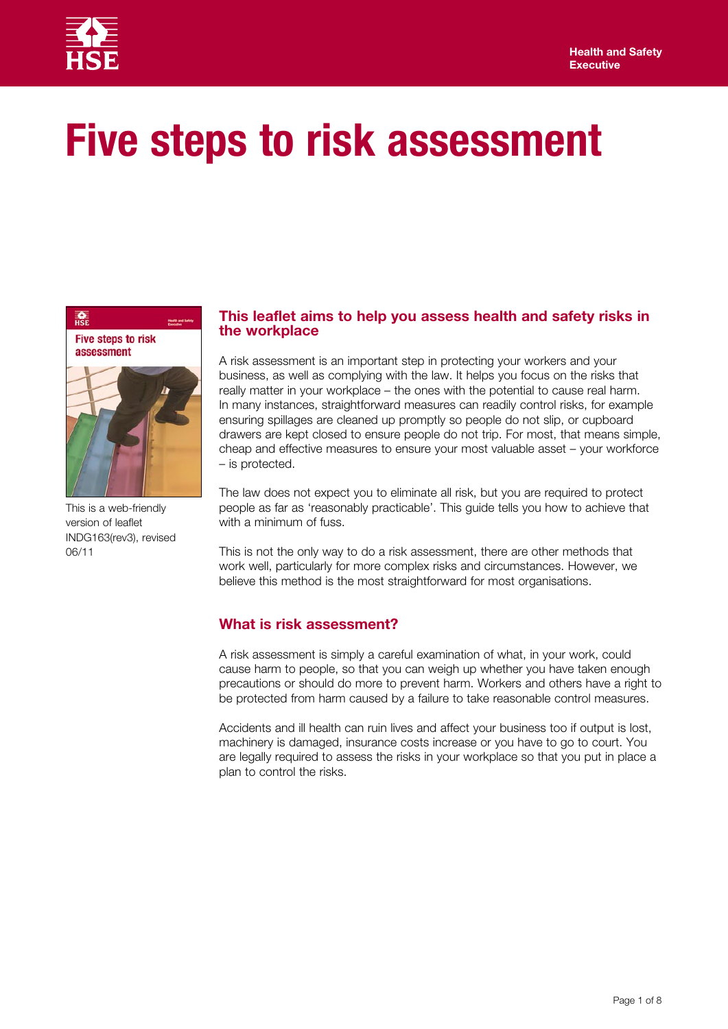# Five steps to risk assessment

This is a web-friendly version of leaflet INDG163(rev3), revised 06/11

## This leaflet aims to help you assess health and safety risks in the workplace

A risk assessment is an important step in protecting your workers and your business, as well as complying with the law. It helps you focus on the risks that really matter in your workplace – the ones with the potential to cause real harm. In many instances, straightforward measures can readily control risks, for example ensuring spillages are cleaned up promptly so people do not slip, or cupboard drawers are kept closed to ensure people do not trip. For most, that means simple, cheap and effective measures to ensure your most valuable asset – your workforce – is protected.

The law does not expect you to eliminate all risk, but you are required to protect people as far as 'reasonably practicable'. This guide tells you how to achieve that with a minimum of fuss.

This is not the only way to do a risk assessment, there are other methods that work well, particularly for more complex risks and circumstances. However, we believe this method is the most straightforward for most organisations.

## What is risk assessment?

A risk assessment is simply a careful examination of what, in your work, could cause harm to people, so that you can weigh up whether you have taken enough precautions or should do more to prevent harm. Workers and others have a right to be protected from harm caused by a failure to take reasonable control measures.

Accidents and ill health can ruin lives and affect your business too if output is lost, machinery is damaged, insurance costs increase or you have to go to court. You are legally required to assess the risks in your workplace so that you put in place a plan to control the risks.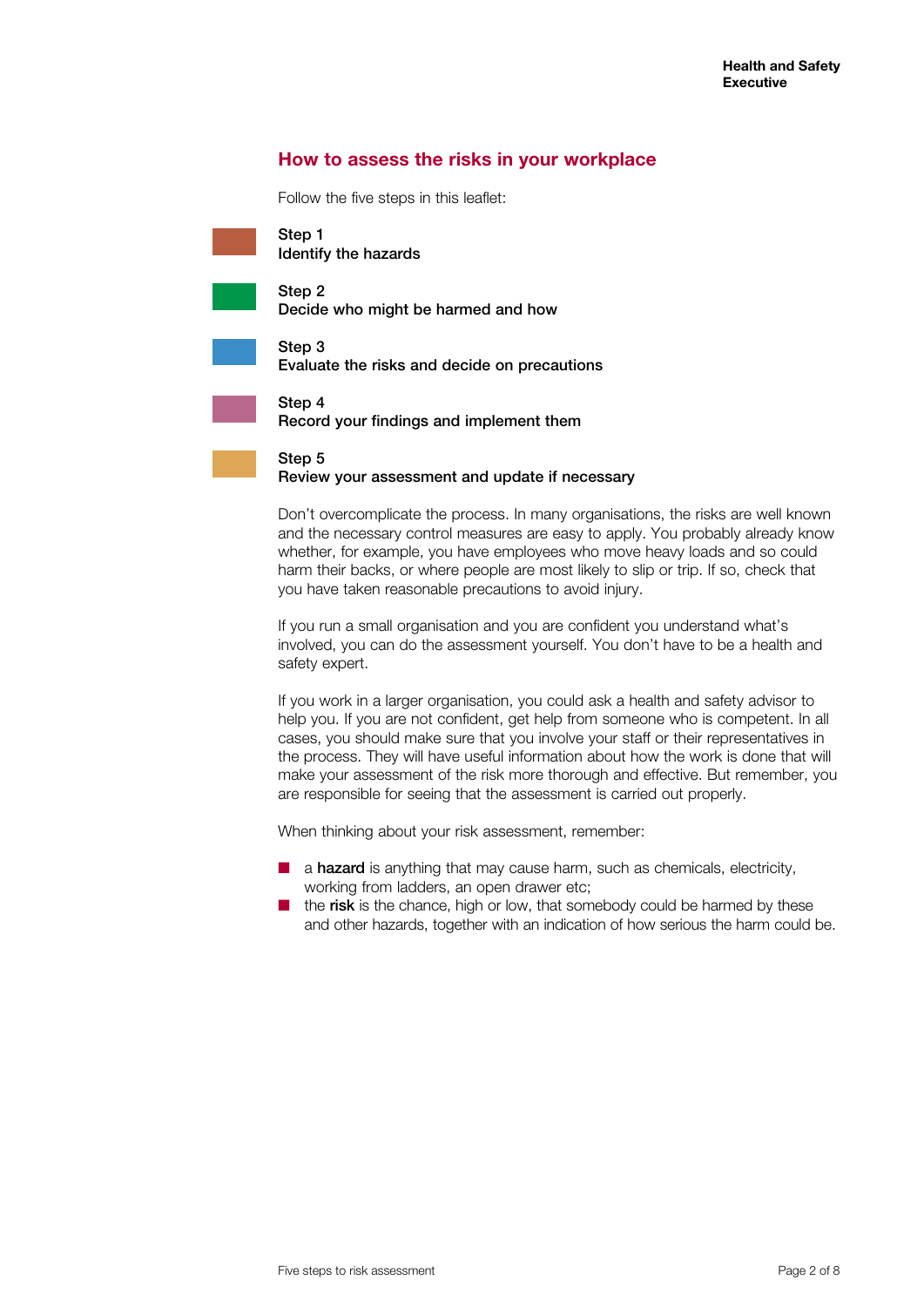## How to assess the risks in your workplace

Follow the five steps in this leaflet:

**Step 1**
**Identify the hazards**

**Step 2**
**Decide who might be harmed and how**

**Step 3**
**Evaluate the risks and decide on precautions**

**Step 4**
**Record your findings and implement them**

**Step 5**
**Review your assessment and update if necessary**

Don't overcomplicate the process. In many organisations, the risks are well known and the necessary control measures are easy to apply. You probably already know whether, for example, you have employees who move heavy loads and so could harm their backs, or where people are most likely to slip or trip. If so, check that you have taken reasonable precautions to avoid injury.

If you run a small organisation and you are confident you understand what's involved, you can do the assessment yourself. You don't have to be a health and safety expert.

If you work in a larger organisation, you could ask a health and safety advisor to help you. If you are not confident, get help from someone who is competent. In all cases, you should make sure that you involve your staff or their representatives in the process. They will have useful information about how the work is done that will make your assessment of the risk more thorough and effective. But remember, you are responsible for seeing that the assessment is carried out properly.

When thinking about your risk assessment, remember:

- a **hazard** is anything that may cause harm, such as chemicals, electricity, working from ladders, an open drawer etc;
- the **risk** is the chance, high or low, that somebody could be harmed by these and other hazards, together with an indication of how serious the harm could be.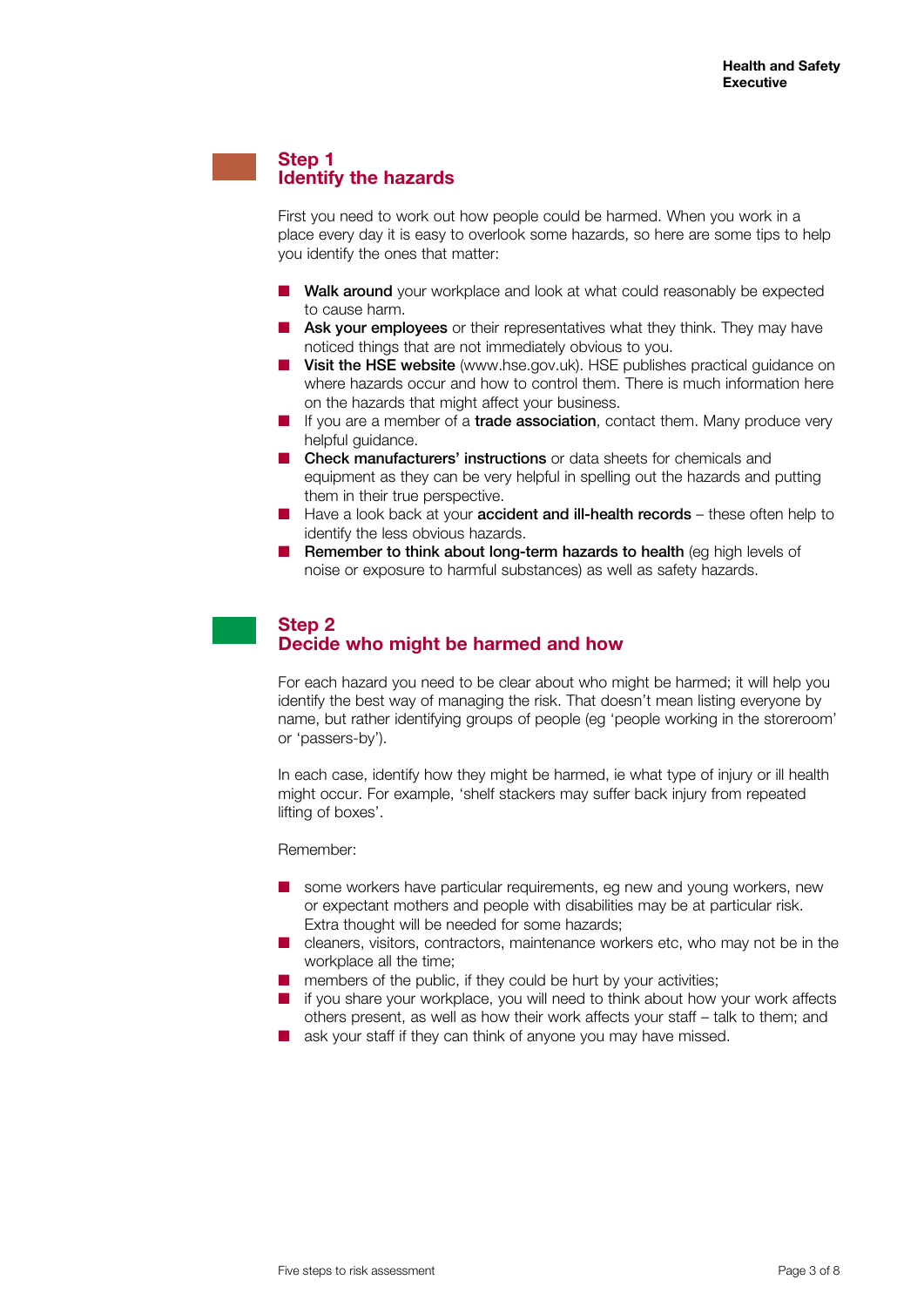## Step 1
## Identify the hazards

First you need to work out how people could be harmed. When you work in a place every day it is easy to overlook some hazards, so here are some tips to help you identify the ones that matter:

- **Walk around** your workplace and look at what could reasonably be expected to cause harm.
- **Ask your employees** or their representatives what they think. They may have noticed things that are not immediately obvious to you.
- **Visit the HSE website** (www.hse.gov.uk). HSE publishes practical guidance on where hazards occur and how to control them. There is much information here on the hazards that might affect your business.
- If you are a member of a **trade association**, contact them. Many produce very helpful guidance.
- **Check manufacturers' instructions** or data sheets for chemicals and equipment as they can be very helpful in spelling out the hazards and putting them in their true perspective.
- Have a look back at your **accident and ill-health records** – these often help to identify the less obvious hazards.
- **Remember to think about long-term hazards to health** (eg high levels of noise or exposure to harmful substances) as well as safety hazards.

## Step 2
## Decide who might be harmed and how

For each hazard you need to be clear about who might be harmed; it will help you identify the best way of managing the risk. That doesn't mean listing everyone by name, but rather identifying groups of people (eg 'people working in the storeroom' or 'passers-by').

In each case, identify how they might be harmed, ie what type of injury or ill health might occur. For example, 'shelf stackers may suffer back injury from repeated lifting of boxes'.

Remember:

- some workers have particular requirements, eg new and young workers, new or expectant mothers and people with disabilities may be at particular risk. Extra thought will be needed for some hazards;
- cleaners, visitors, contractors, maintenance workers etc, who may not be in the workplace all the time;
- members of the public, if they could be hurt by your activities;
- if you share your workplace, you will need to think about how your work affects others present, as well as how their work affects your staff – talk to them; and
- ask your staff if they can think of anyone you may have missed.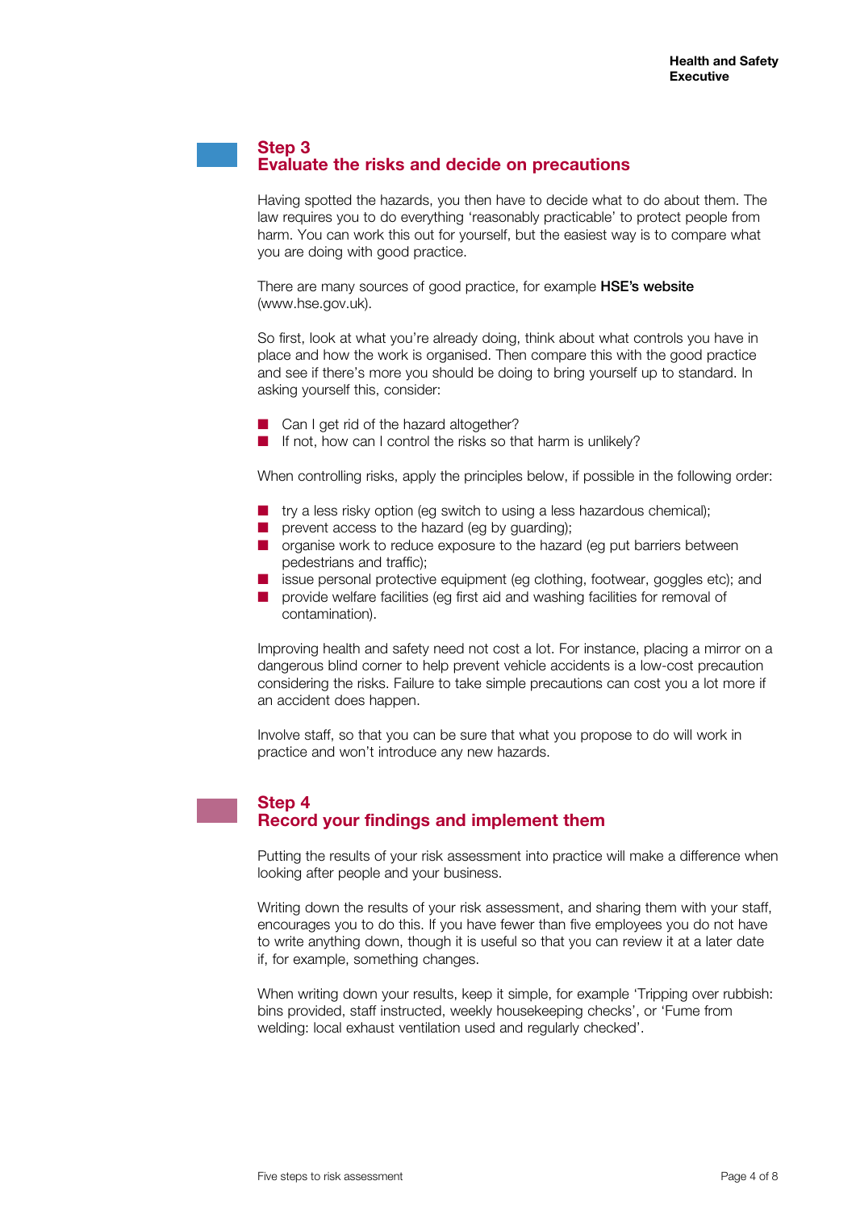## Step 3
## Evaluate the risks and decide on precautions

Having spotted the hazards, you then have to decide what to do about them. The law requires you to do everything 'reasonably practicable' to protect people from harm. You can work this out for yourself, but the easiest way is to compare what you are doing with good practice.

There are many sources of good practice, for example **HSE's website** (www.hse.gov.uk).

So first, look at what you're already doing, think about what controls you have in place and how the work is organised. Then compare this with the good practice and see if there's more you should be doing to bring yourself up to standard. In asking yourself this, consider:

- Can I get rid of the hazard altogether?
- If not, how can I control the risks so that harm is unlikely?

When controlling risks, apply the principles below, if possible in the following order:

- try a less risky option (eg switch to using a less hazardous chemical);
- prevent access to the hazard (eg by guarding);
- organise work to reduce exposure to the hazard (eg put barriers between pedestrians and traffic);
- issue personal protective equipment (eg clothing, footwear, goggles etc); and
- provide welfare facilities (eg first aid and washing facilities for removal of contamination).

Improving health and safety need not cost a lot. For instance, placing a mirror on a dangerous blind corner to help prevent vehicle accidents is a low-cost precaution considering the risks. Failure to take simple precautions can cost you a lot more if an accident does happen.

Involve staff, so that you can be sure that what you propose to do will work in practice and won't introduce any new hazards.

## Step 4
## Record your findings and implement them

Putting the results of your risk assessment into practice will make a difference when looking after people and your business.

Writing down the results of your risk assessment, and sharing them with your staff, encourages you to do this. If you have fewer than five employees you do not have to write anything down, though it is useful so that you can review it at a later date if, for example, something changes.

When writing down your results, keep it simple, for example 'Tripping over rubbish: bins provided, staff instructed, weekly housekeeping checks', or 'Fume from welding: local exhaust ventilation used and regularly checked'.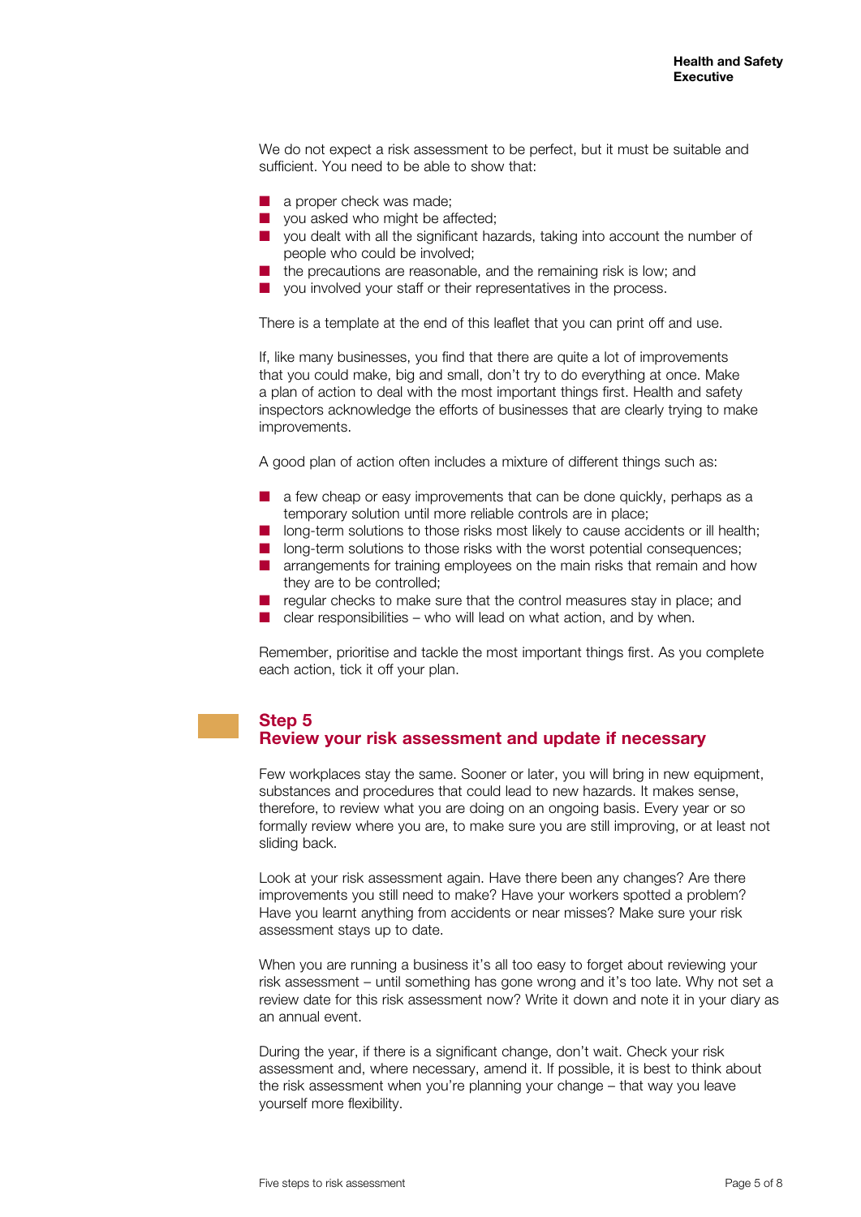We do not expect a risk assessment to be perfect, but it must be suitable and sufficient. You need to be able to show that:

- a proper check was made;
- you asked who might be affected;
- you dealt with all the significant hazards, taking into account the number of people who could be involved;
- the precautions are reasonable, and the remaining risk is low; and
- you involved your staff or their representatives in the process.

There is a template at the end of this leaflet that you can print off and use.

If, like many businesses, you find that there are quite a lot of improvements that you could make, big and small, don't try to do everything at once. Make a plan of action to deal with the most important things first. Health and safety inspectors acknowledge the efforts of businesses that are clearly trying to make improvements.

A good plan of action often includes a mixture of different things such as:

- a few cheap or easy improvements that can be done quickly, perhaps as a temporary solution until more reliable controls are in place;
- long-term solutions to those risks most likely to cause accidents or ill health;
- long-term solutions to those risks with the worst potential consequences;
- arrangements for training employees on the main risks that remain and how they are to be controlled;
- regular checks to make sure that the control measures stay in place; and
- clear responsibilities – who will lead on what action, and by when.

Remember, prioritise and tackle the most important things first. As you complete each action, tick it off your plan.

## Step 5
## Review your risk assessment and update if necessary

Few workplaces stay the same. Sooner or later, you will bring in new equipment, substances and procedures that could lead to new hazards. It makes sense, therefore, to review what you are doing on an ongoing basis. Every year or so formally review where you are, to make sure you are still improving, or at least not sliding back.

Look at your risk assessment again. Have there been any changes? Are there improvements you still need to make? Have your workers spotted a problem? Have you learnt anything from accidents or near misses? Make sure your risk assessment stays up to date.

When you are running a business it's all too easy to forget about reviewing your risk assessment – until something has gone wrong and it's too late. Why not set a review date for this risk assessment now? Write it down and note it in your diary as an annual event.

During the year, if there is a significant change, don't wait. Check your risk assessment and, where necessary, amend it. If possible, it is best to think about the risk assessment when you're planning your change – that way you leave yourself more flexibility.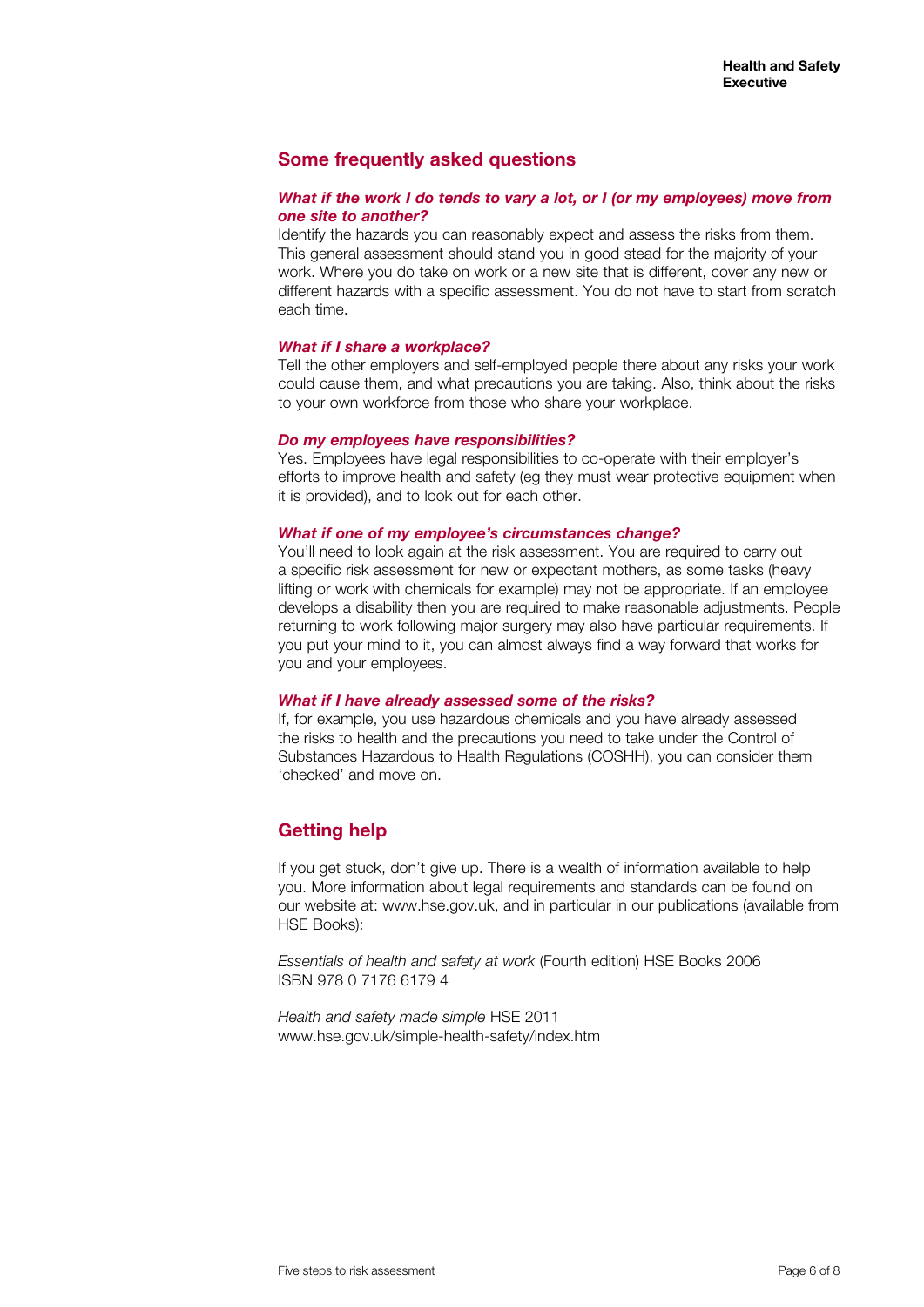## Some frequently asked questions

### *What if the work I do tends to vary a lot, or I (or my employees) move from one site to another?*

Identify the hazards you can reasonably expect and assess the risks from them. This general assessment should stand you in good stead for the majority of your work. Where you do take on work or a new site that is different, cover any new or different hazards with a specific assessment. You do not have to start from scratch each time.

### *What if I share a workplace?*

Tell the other employers and self-employed people there about any risks your work could cause them, and what precautions you are taking. Also, think about the risks to your own workforce from those who share your workplace.

### *Do my employees have responsibilities?*

Yes. Employees have legal responsibilities to co-operate with their employer's efforts to improve health and safety (eg they must wear protective equipment when it is provided), and to look out for each other.

### *What if one of my employee's circumstances change?*

You'll need to look again at the risk assessment. You are required to carry out a specific risk assessment for new or expectant mothers, as some tasks (heavy lifting or work with chemicals for example) may not be appropriate. If an employee develops a disability then you are required to make reasonable adjustments. People returning to work following major surgery may also have particular requirements. If you put your mind to it, you can almost always find a way forward that works for you and your employees.

### *What if I have already assessed some of the risks?*

If, for example, you use hazardous chemicals and you have already assessed the risks to health and the precautions you need to take under the Control of Substances Hazardous to Health Regulations (COSHH), you can consider them 'checked' and move on.

## Getting help

If you get stuck, don't give up. There is a wealth of information available to help you. More information about legal requirements and standards can be found on our website at: www.hse.gov.uk, and in particular in our publications (available from HSE Books):

*Essentials of health and safety at work* (Fourth edition) HSE Books 2006 ISBN 978 0 7176 6179 4

*Health and safety made simple* HSE 2011 www.hse.gov.uk/simple-health-safety/index.htm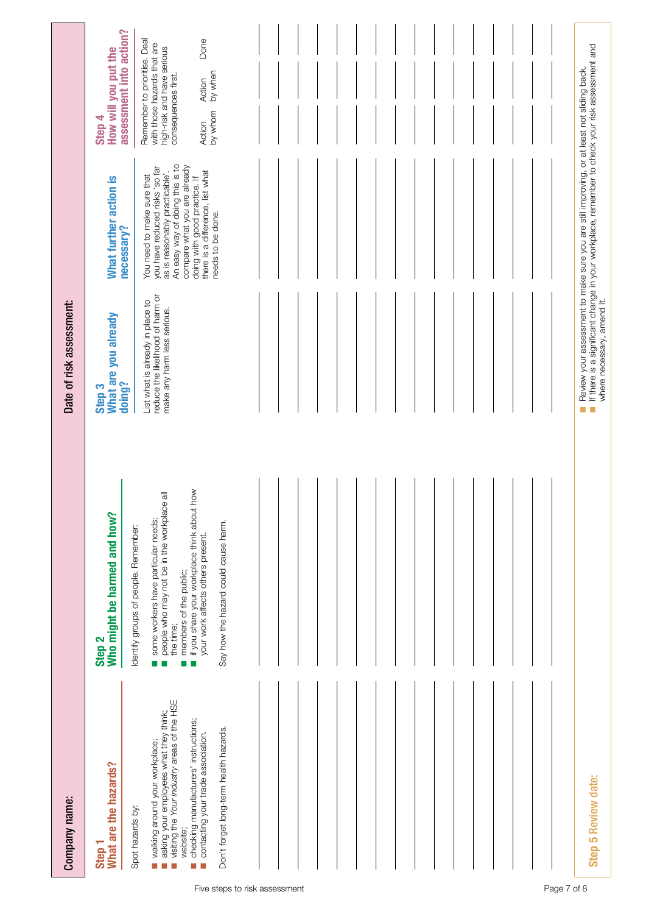**Company name:**

**Date of risk assessment:**

| Step 1<br>What are the hazards? | Step 2<br>Who might be harmed and how? | Step 3<br>What are you already doing? | What further action is necessary? | Step 4<br>How will you put the assessment into action? | | |
|---|---|---|---|---|---|---|
| Spot hazards by:<br>■ walking around your workplace;<br>■ asking your employees what they think;<br>■ visiting the *Your industry* areas of the HSE website;<br>■ checking manufacturers' instructions;<br>■ contacting your trade association.<br><br>Don't forget long-term health hazards. | Identify groups of people. Remember:<br>■ some workers have particular needs;<br>■ people who may not be in the workplace all the time;<br>■ members of the public;<br>■ if you share your workplace think about how your work affects others present.<br><br>Say how the hazard could cause harm. | List what is already in place to reduce the likelihood of harm or make any harm less serious. | You need to make sure that you have reduced risks 'so far as is reasonably practicable'. An easy way of doing this is to compare what you are already doing with good practice. If there is a difference, list what needs to be done. | Remember to prioritise. Deal with those hazards that are high-risk and have serious consequences first.<br><br>Action by whom | Action by when | Done |
| | | | | | | |
| | | | | | | |
| | | | | | | |
| | | | | | | |
| | | | | | | |
| | | | | | | |
| | | | | | | |
| | | | | | | |
| | | | | | | |
| | | | | | | |
| | | | | | | |
| | | | | | | |
| | | | | | | |
| | | | | | | |
| | | | | | | |

**Step 5 Review date:**

■ Review your assessment to make sure you are still improving, or at least not sliding back.
■ If there is a significant change in your workplace, remember to check your risk assessment and where necessary, amend it.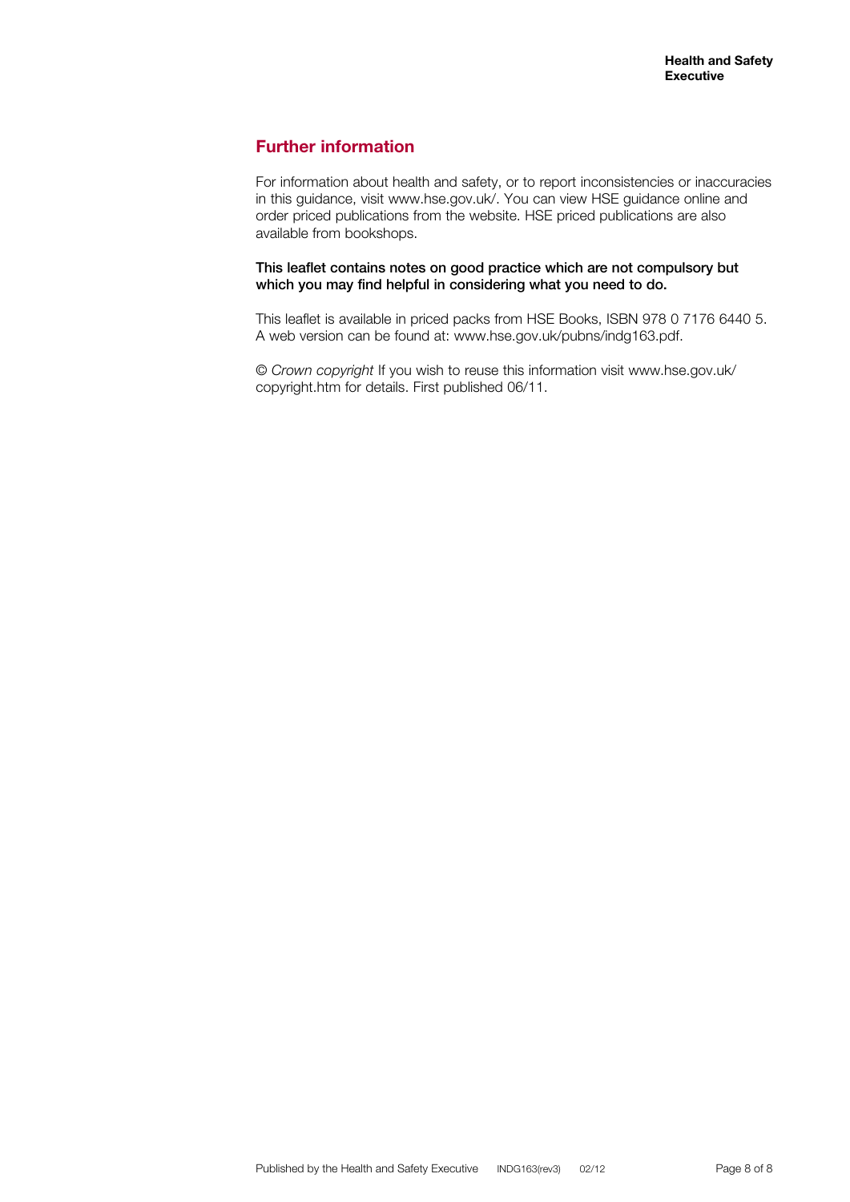## Further information

For information about health and safety, or to report inconsistencies or inaccuracies in this guidance, visit www.hse.gov.uk/. You can view HSE guidance online and order priced publications from the website. HSE priced publications are also available from bookshops.

**This leaflet contains notes on good practice which are not compulsory but which you may find helpful in considering what you need to do.**

This leaflet is available in priced packs from HSE Books, ISBN 978 0 7176 6440 5. A web version can be found at: www.hse.gov.uk/pubns/indg163.pdf.

© *Crown copyright* If you wish to reuse this information visit www.hse.gov.uk/copyright.htm for details. First published 06/11.

Published by the Health and Safety Executive INDG163(rev3) 02/12